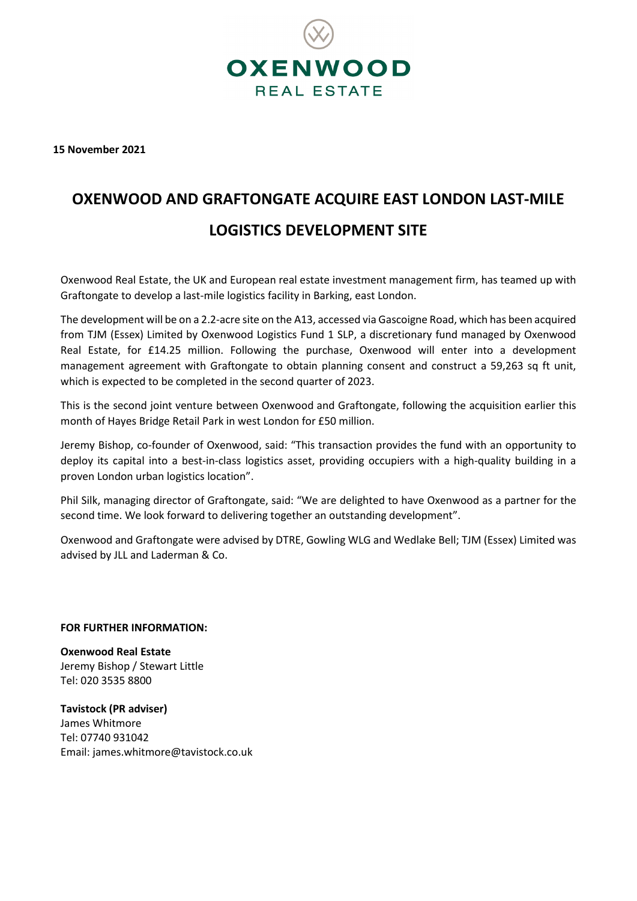**OXENWOOD**
REAL ESTATE

**15 November 2021**

# OXENWOOD AND GRAFTONGATE ACQUIRE EAST LONDON LAST-MILE LOGISTICS DEVELOPMENT SITE

Oxenwood Real Estate, the UK and European real estate investment management firm, has teamed up with Graftongate to develop a last-mile logistics facility in Barking, east London.

The development will be on a 2.2-acre site on the A13, accessed via Gascoigne Road, which has been acquired from TJM (Essex) Limited by Oxenwood Logistics Fund 1 SLP, a discretionary fund managed by Oxenwood Real Estate, for £14.25 million. Following the purchase, Oxenwood will enter into a development management agreement with Graftongate to obtain planning consent and construct a 59,263 sq ft unit, which is expected to be completed in the second quarter of 2023.

This is the second joint venture between Oxenwood and Graftongate, following the acquisition earlier this month of Hayes Bridge Retail Park in west London for £50 million.

Jeremy Bishop, co-founder of Oxenwood, said: "This transaction provides the fund with an opportunity to deploy its capital into a best-in-class logistics asset, providing occupiers with a high-quality building in a proven London urban logistics location".

Phil Silk, managing director of Graftongate, said: "We are delighted to have Oxenwood as a partner for the second time. We look forward to delivering together an outstanding development".

Oxenwood and Graftongate were advised by DTRE, Gowling WLG and Wedlake Bell; TJM (Essex) Limited was advised by JLL and Laderman & Co.

**FOR FURTHER INFORMATION:**

**Oxenwood Real Estate**
Jeremy Bishop / Stewart Little
Tel: 020 3535 8800

**Tavistock (PR adviser)**
James Whitmore
Tel: 07740 931042
Email: james.whitmore@tavistock.co.uk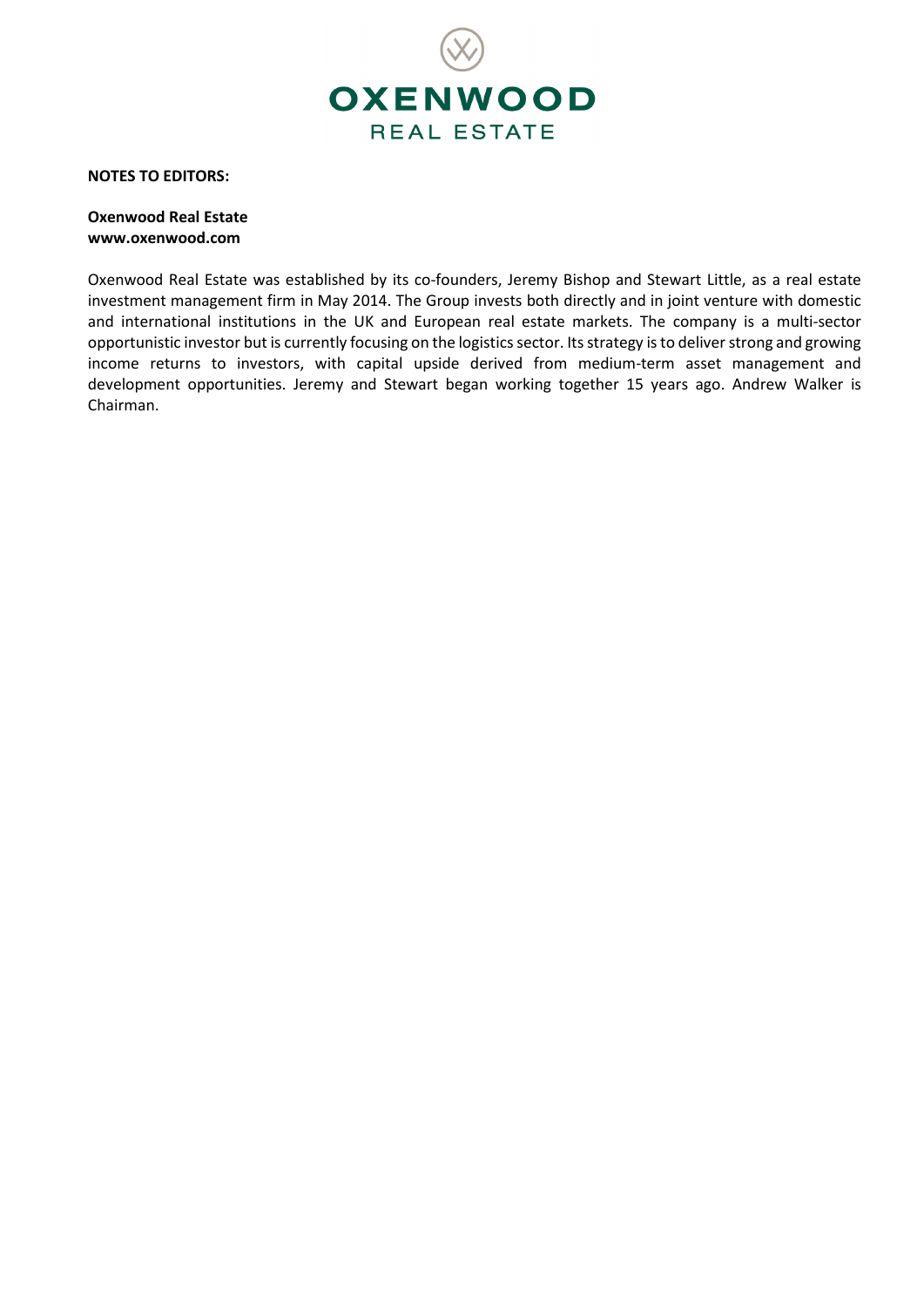**NOTES TO EDITORS:**

**Oxenwood Real Estate**
**www.oxenwood.com**

Oxenwood Real Estate was established by its co-founders, Jeremy Bishop and Stewart Little, as a real estate investment management firm in May 2014. The Group invests both directly and in joint venture with domestic and international institutions in the UK and European real estate markets. The company is a multi-sector opportunistic investor but is currently focusing on the logistics sector. Its strategy is to deliver strong and growing income returns to investors, with capital upside derived from medium-term asset management and development opportunities. Jeremy and Stewart began working together 15 years ago. Andrew Walker is Chairman.